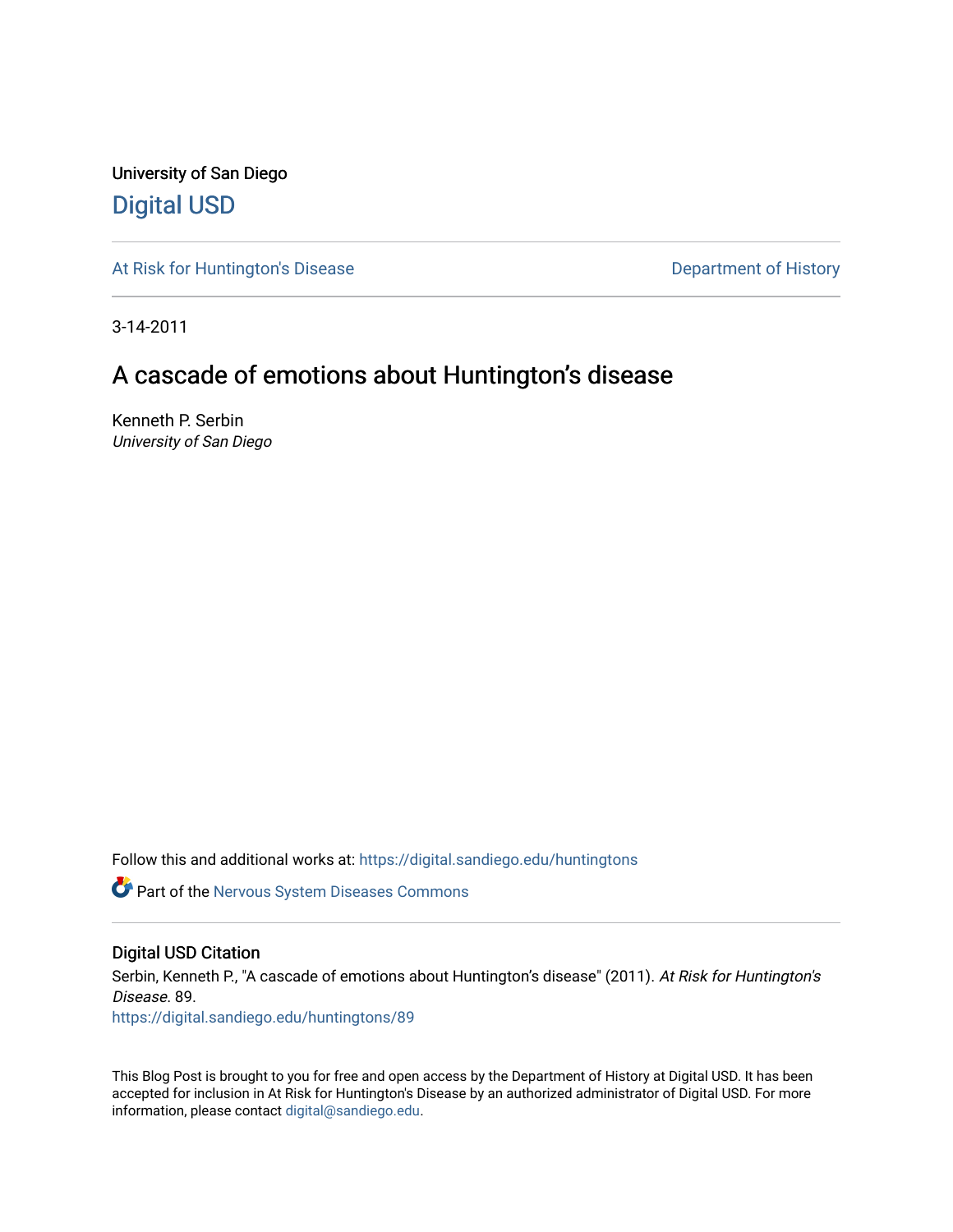University of San Diego

# Digital USD

At Risk for Huntington's Disease | Department of History

3-14-2011

## A cascade of emotions about Huntington's disease

Kenneth P. Serbin
*University of San Diego*

Follow this and additional works at: https://digital.sandiego.edu/huntingtons

Part of the Nervous System Diseases Commons

### Digital USD Citation

Serbin, Kenneth P., "A cascade of emotions about Huntington's disease" (2011). *At Risk for Huntington's Disease*. 89.
https://digital.sandiego.edu/huntingtons/89

This Blog Post is brought to you for free and open access by the Department of History at Digital USD. It has been accepted for inclusion in At Risk for Huntington's Disease by an authorized administrator of Digital USD. For more information, please contact digital@sandiego.edu.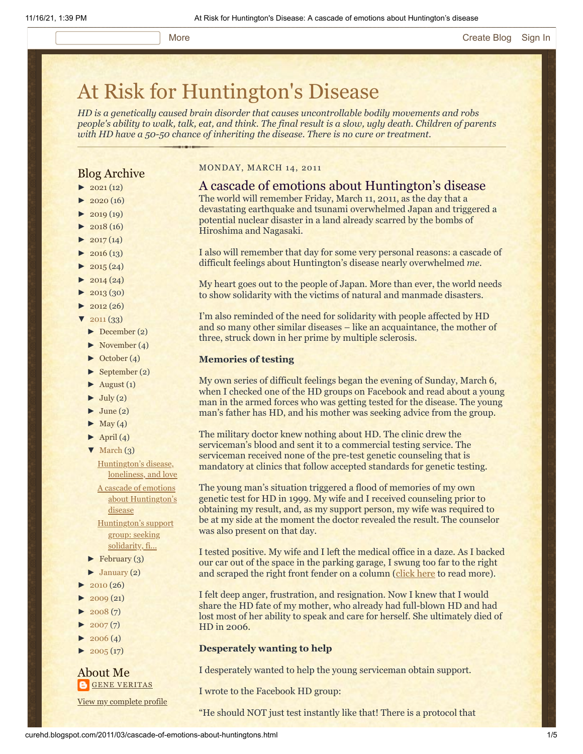# At Risk for Huntington's Disease

*HD is a genetically caused brain disorder that causes uncontrollable bodily movements and robs people's ability to walk, talk, eat, and think. The final result is a slow, ugly death. Children of parents with HD have a 50-50 chance of inheriting the disease. There is no cure or treatment.*

## Blog Archive

- ► 2021 (12)
- ► 2020 (16)
- ► 2019 (19)
- ► 2018 (16)
- ► 2017 (14)
- ► 2016 (13)
- ► 2015 (24)
- ► 2014 (24)
- ► 2013 (30)
- ► 2012 (26)
- ▼ 2011 (33)
  - ► December (2)
  - ► November (4)
  - ► October (4)
  - ► September (2)
  - ► August (1)
  - ► July (2)
  - ► June (2)
  - ► May (4)
  - ► April (4)
  - ▼ March (3)
    - Huntington's disease, loneliness, and love
    - A cascade of emotions about Huntington's disease
    - Huntington's support group: seeking solidarity, fi...
  - ► February (3)
  - ► January (2)
- ► 2010 (26)
- ► 2009 (21)
- ► 2008 (7)
- ► 2007 (7)
- ► 2006 (4)
- ► 2005 (17)

## About Me

GENE VERITAS

View my complete profile

MONDAY, MARCH 14, 2011

## A cascade of emotions about Huntington's disease

The world will remember Friday, March 11, 2011, as the day that a devastating earthquake and tsunami overwhelmed Japan and triggered a potential nuclear disaster in a land already scarred by the bombs of Hiroshima and Nagasaki.

I also will remember that day for some very personal reasons: a cascade of difficult feelings about Huntington's disease nearly overwhelmed *me*.

My heart goes out to the people of Japan. More than ever, the world needs to show solidarity with the victims of natural and manmade disasters.

I'm also reminded of the need for solidarity with people affected by HD and so many other similar diseases – like an acquaintance, the mother of three, struck down in her prime by multiple sclerosis.

**Memories of testing**

My own series of difficult feelings began the evening of Sunday, March 6, when I checked one of the HD groups on Facebook and read about a young man in the armed forces who was getting tested for the disease. The young man's father has HD, and his mother was seeking advice from the group.

The military doctor knew nothing about HD. The clinic drew the serviceman's blood and sent it to a commercial testing service. The serviceman received none of the pre-test genetic counseling that is mandatory at clinics that follow accepted standards for genetic testing.

The young man's situation triggered a flood of memories of my own genetic test for HD in 1999. My wife and I received counseling prior to obtaining my result, and, as my support person, my wife was required to be at my side at the moment the doctor revealed the result. The counselor was also present on that day.

I tested positive. My wife and I left the medical office in a daze. As I backed our car out of the space in the parking garage, I swung too far to the right and scraped the right front fender on a column (click here to read more).

I felt deep anger, frustration, and resignation. Now I knew that I would share the HD fate of my mother, who already had full-blown HD and had lost most of her ability to speak and care for herself. She ultimately died of HD in 2006.

**Desperately wanting to help**

I desperately wanted to help the young serviceman obtain support.

I wrote to the Facebook HD group:

"He should NOT just test instantly like that! There is a protocol that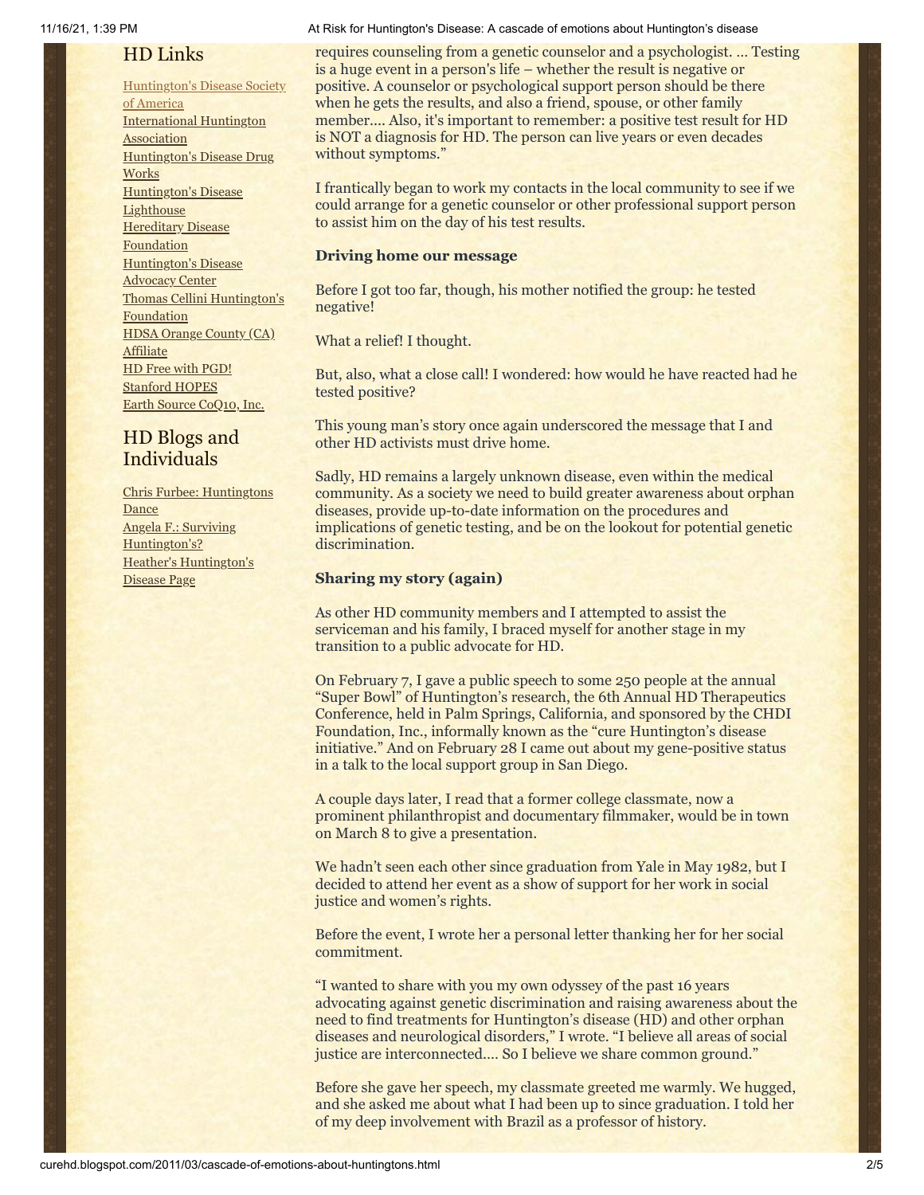## HD Links

[Huntington's Disease Society of America](#)
International Huntington Association
Huntington's Disease Drug Works
Huntington's Disease Lighthouse
Hereditary Disease Foundation
Huntington's Disease Advocacy Center
Thomas Cellini Huntington's Foundation
HDSA Orange County (CA) Affiliate
HD Free with PGD!
Stanford HOPES
Earth Source CoQ10, Inc.

## HD Blogs and Individuals

Chris Furbee: Huntingtons Dance
Angela F.: Surviving Huntington's?
Heather's Huntington's Disease Page

requires counseling from a genetic counselor and a psychologist. … Testing is a huge event in a person's life – whether the result is negative or positive. A counselor or psychological support person should be there when he gets the results, and also a friend, spouse, or other family member…. Also, it's important to remember: a positive test result for HD is NOT a diagnosis for HD. The person can live years or even decades without symptoms."

I frantically began to work my contacts in the local community to see if we could arrange for a genetic counselor or other professional support person to assist him on the day of his test results.

**Driving home our message**

Before I got too far, though, his mother notified the group: he tested negative!

What a relief! I thought.

But, also, what a close call! I wondered: how would he have reacted had he tested positive?

This young man's story once again underscored the message that I and other HD activists must drive home.

Sadly, HD remains a largely unknown disease, even within the medical community. As a society we need to build greater awareness about orphan diseases, provide up-to-date information on the procedures and implications of genetic testing, and be on the lookout for potential genetic discrimination.

**Sharing my story (again)**

As other HD community members and I attempted to assist the serviceman and his family, I braced myself for another stage in my transition to a public advocate for HD.

On February 7, I gave a public speech to some 250 people at the annual "Super Bowl" of Huntington's research, the 6th Annual HD Therapeutics Conference, held in Palm Springs, California, and sponsored by the CHDI Foundation, Inc., informally known as the "cure Huntington's disease initiative." And on February 28 I came out about my gene-positive status in a talk to the local support group in San Diego.

A couple days later, I read that a former college classmate, now a prominent philanthropist and documentary filmmaker, would be in town on March 8 to give a presentation.

We hadn't seen each other since graduation from Yale in May 1982, but I decided to attend her event as a show of support for her work in social justice and women's rights.

Before the event, I wrote her a personal letter thanking her for her social commitment.

"I wanted to share with you my own odyssey of the past 16 years advocating against genetic discrimination and raising awareness about the need to find treatments for Huntington's disease (HD) and other orphan diseases and neurological disorders," I wrote. "I believe all areas of social justice are interconnected…. So I believe we share common ground."

Before she gave her speech, my classmate greeted me warmly. We hugged, and she asked me about what I had been up to since graduation. I told her of my deep involvement with Brazil as a professor of history.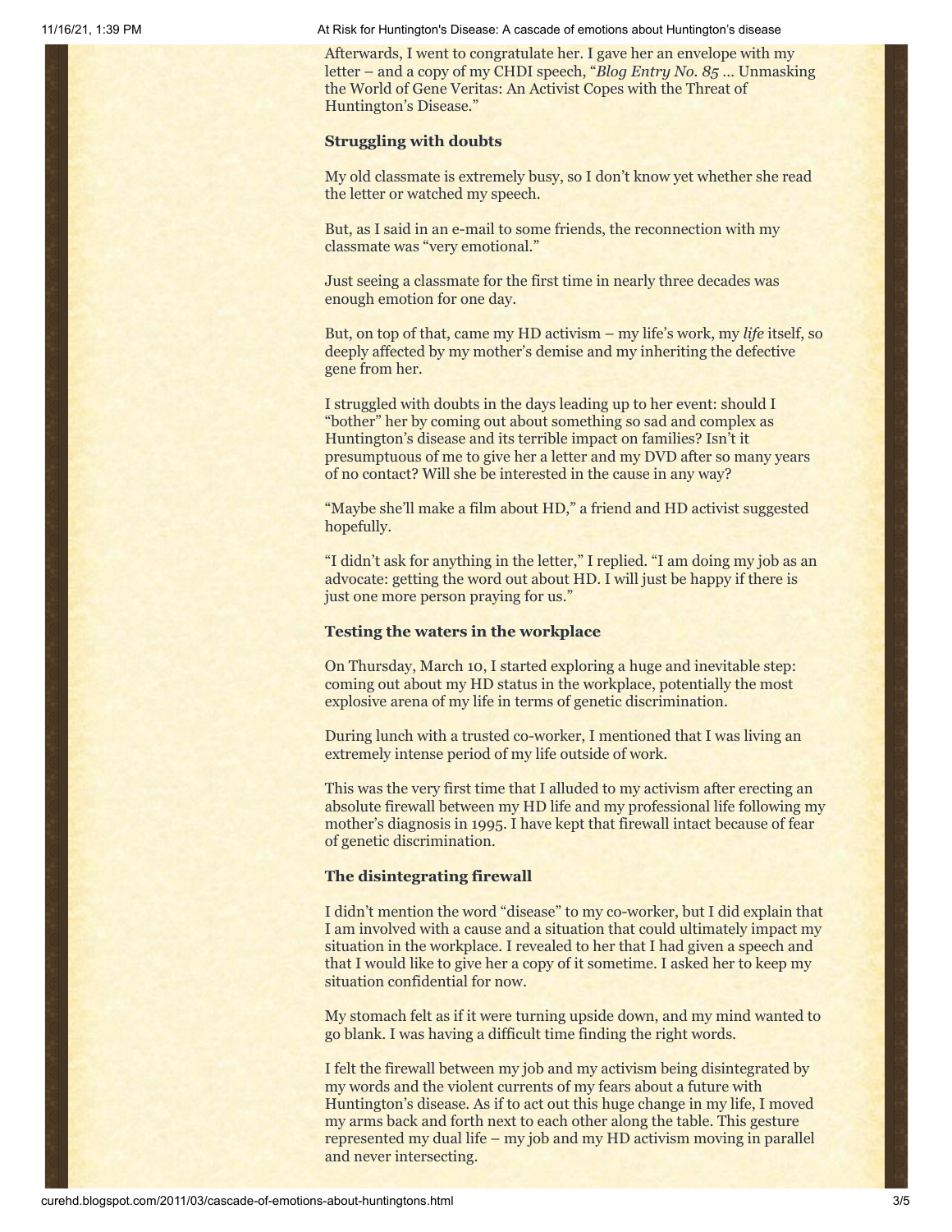Afterwards, I went to congratulate her. I gave her an envelope with my letter – and a copy of my CHDI speech, "*Blog Entry No. 85* … Unmasking the World of Gene Veritas: An Activist Copes with the Threat of Huntington's Disease."

**Struggling with doubts**

My old classmate is extremely busy, so I don't know yet whether she read the letter or watched my speech.

But, as I said in an e-mail to some friends, the reconnection with my classmate was "very emotional."

Just seeing a classmate for the first time in nearly three decades was enough emotion for one day.

But, on top of that, came my HD activism – my life's work, my *life* itself, so deeply affected by my mother's demise and my inheriting the defective gene from her.

I struggled with doubts in the days leading up to her event: should I "bother" her by coming out about something so sad and complex as Huntington's disease and its terrible impact on families? Isn't it presumptuous of me to give her a letter and my DVD after so many years of no contact? Will she be interested in the cause in any way?

"Maybe she'll make a film about HD," a friend and HD activist suggested hopefully.

"I didn't ask for anything in the letter," I replied. "I am doing my job as an advocate: getting the word out about HD. I will just be happy if there is just one more person praying for us."

**Testing the waters in the workplace**

On Thursday, March 10, I started exploring a huge and inevitable step: coming out about my HD status in the workplace, potentially the most explosive arena of my life in terms of genetic discrimination.

During lunch with a trusted co-worker, I mentioned that I was living an extremely intense period of my life outside of work.

This was the very first time that I alluded to my activism after erecting an absolute firewall between my HD life and my professional life following my mother's diagnosis in 1995. I have kept that firewall intact because of fear of genetic discrimination.

**The disintegrating firewall**

I didn't mention the word "disease" to my co-worker, but I did explain that I am involved with a cause and a situation that could ultimately impact my situation in the workplace. I revealed to her that I had given a speech and that I would like to give her a copy of it sometime. I asked her to keep my situation confidential for now.

My stomach felt as if it were turning upside down, and my mind wanted to go blank. I was having a difficult time finding the right words.

I felt the firewall between my job and my activism being disintegrated by my words and the violent currents of my fears about a future with Huntington's disease. As if to act out this huge change in my life, I moved my arms back and forth next to each other along the table. This gesture represented my dual life – my job and my HD activism moving in parallel and never intersecting.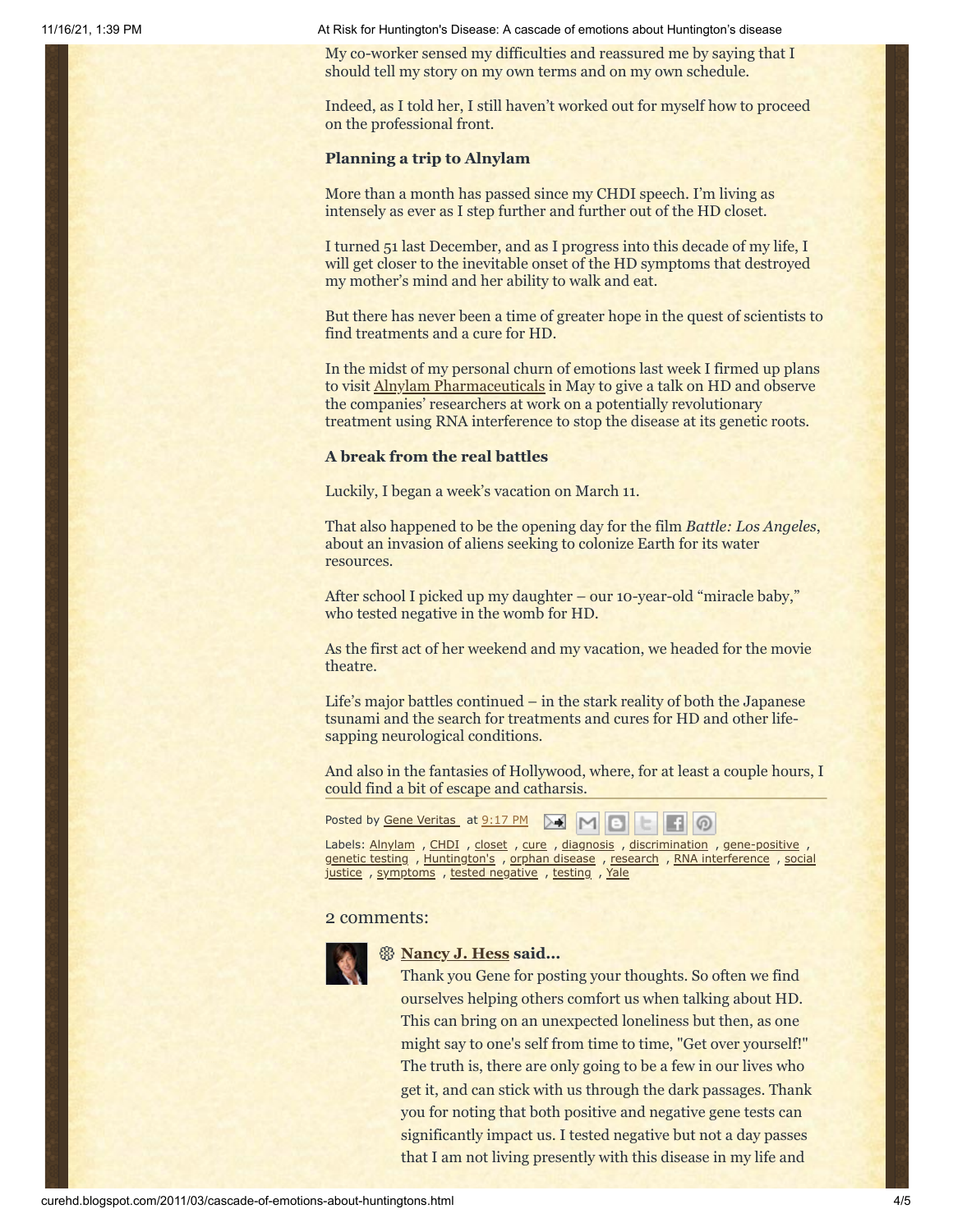My co-worker sensed my difficulties and reassured me by saying that I should tell my story on my own terms and on my own schedule.

Indeed, as I told her, I still haven't worked out for myself how to proceed on the professional front.

**Planning a trip to Alnylam**

More than a month has passed since my CHDI speech. I'm living as intensely as ever as I step further and further out of the HD closet.

I turned 51 last December, and as I progress into this decade of my life, I will get closer to the inevitable onset of the HD symptoms that destroyed my mother's mind and her ability to walk and eat.

But there has never been a time of greater hope in the quest of scientists to find treatments and a cure for HD.

In the midst of my personal churn of emotions last week I firmed up plans to visit Alnylam Pharmaceuticals in May to give a talk on HD and observe the companies' researchers at work on a potentially revolutionary treatment using RNA interference to stop the disease at its genetic roots.

**A break from the real battles**

Luckily, I began a week's vacation on March 11.

That also happened to be the opening day for the film *Battle: Los Angeles*, about an invasion of aliens seeking to colonize Earth for its water resources.

After school I picked up my daughter – our 10-year-old "miracle baby," who tested negative in the womb for HD.

As the first act of her weekend and my vacation, we headed for the movie theatre.

Life's major battles continued – in the stark reality of both the Japanese tsunami and the search for treatments and cures for HD and other life-sapping neurological conditions.

And also in the fantasies of Hollywood, where, for at least a couple hours, I could find a bit of escape and catharsis.

Posted by Gene Veritas at 9:17 PM

Labels: Alnylam , CHDI , closet , cure , diagnosis , discrimination , gene-positive , genetic testing , Huntington's , orphan disease , research , RNA interference , social justice , symptoms , tested negative , testing , Yale

## 2 comments:

**Nancy J. Hess said...**

Thank you Gene for posting your thoughts. So often we find ourselves helping others comfort us when talking about HD. This can bring on an unexpected loneliness but then, as one might say to one's self from time to time, "Get over yourself!" The truth is, there are only going to be a few in our lives who get it, and can stick with us through the dark passages. Thank you for noting that both positive and negative gene tests can significantly impact us. I tested negative but not a day passes that I am not living presently with this disease in my life and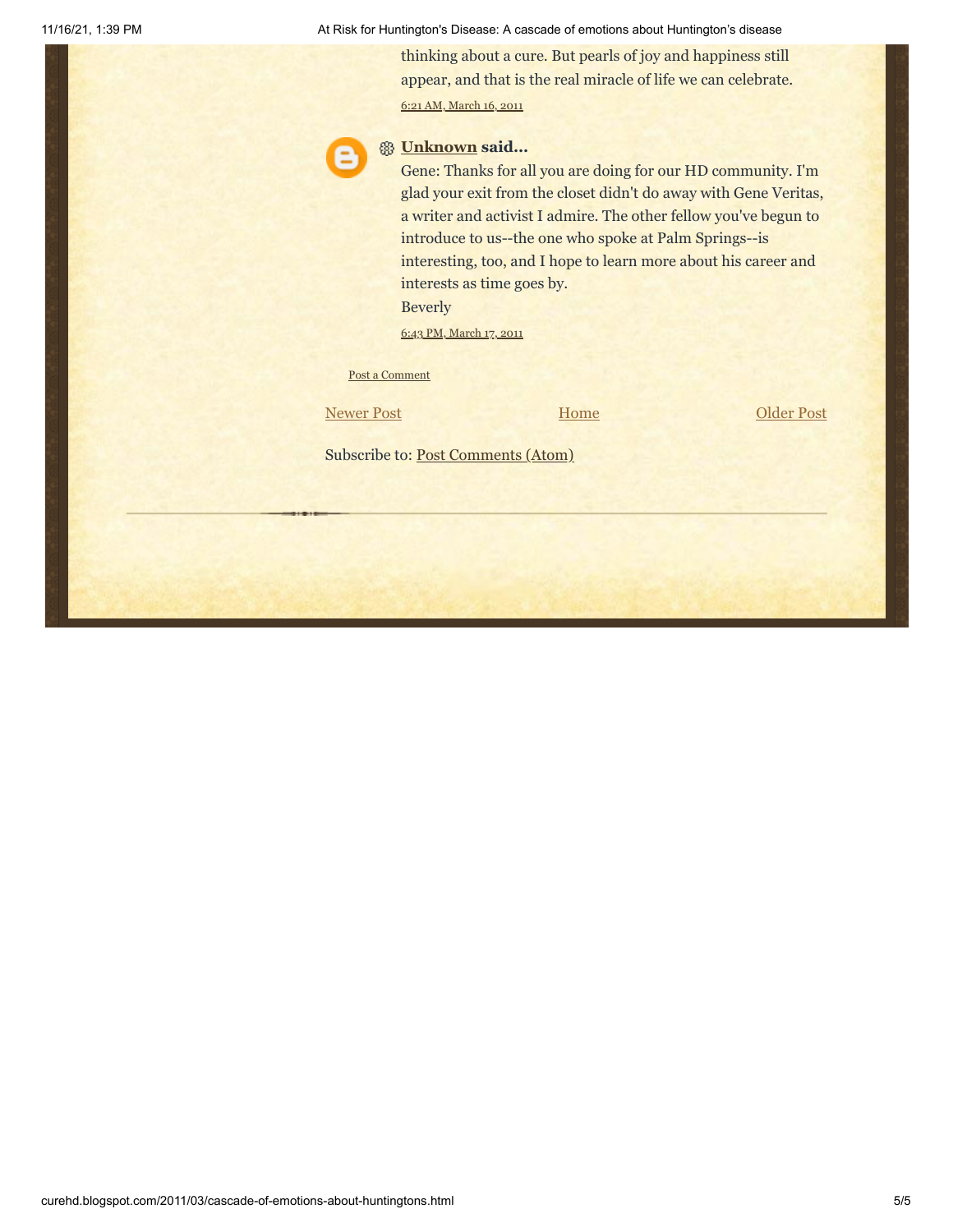thinking about a cure. But pearls of joy and happiness still appear, and that is the real miracle of life we can celebrate.

6:21 AM, March 16, 2011

**Unknown said...**

Gene: Thanks for all you are doing for our HD community. I'm glad your exit from the closet didn't do away with Gene Veritas, a writer and activist I admire. The other fellow you've begun to introduce to us--the one who spoke at Palm Springs--is interesting, too, and I hope to learn more about his career and interests as time goes by.

Beverly

6:43 PM, March 17, 2011

Post a Comment

Newer Post | Home | Older Post

Subscribe to: Post Comments (Atom)